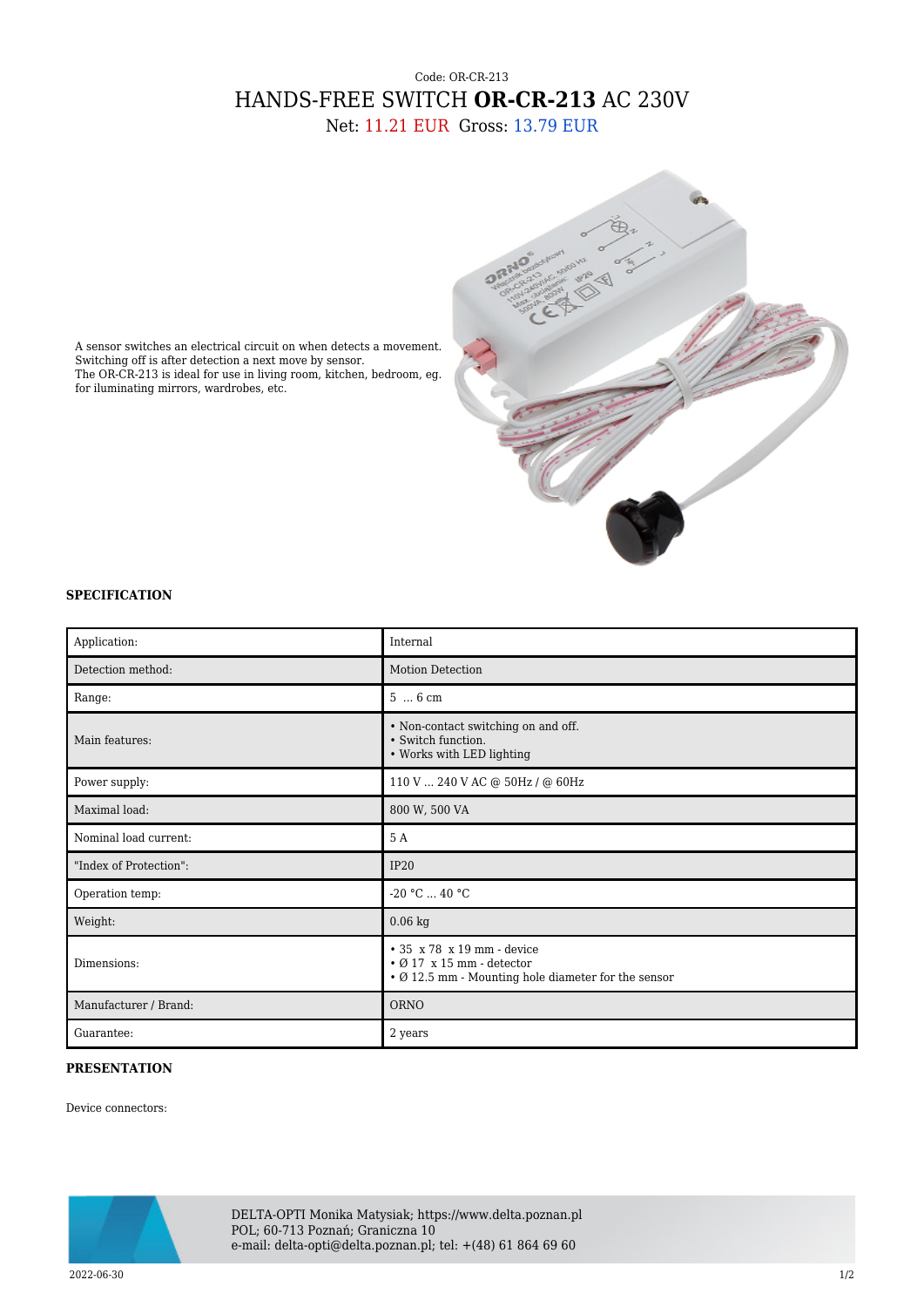Code: OR-CR-213

# HANDS-FREE SWITCH **OR-CR-213** AC 230V

Net: 11.21 EUR Gross: 13.79 EUR

A sensor switches an electrical circuit on when detects a movement. Switching off is after detection a next move by sensor.
The OR-CR-213 is ideal for use in living room, kitchen, bedroom, eg. for iluminating mirrors, wardrobes, etc.

## SPECIFICATION

| | |
|---|---|
| Application: | Internal |
| Detection method: | Motion Detection |
| Range: | 5 ... 6 cm |
| Main features: | • Non-contact switching on and off.<br>• Switch function.<br>• Works with LED lighting |
| Power supply: | 110 V ... 240 V AC @ 50Hz / @ 60Hz |
| Maximal load: | 800 W, 500 VA |
| Nominal load current: | 5 A |
| "Index of Protection": | IP20 |
| Operation temp: | -20 °C ... 40 °C |
| Weight: | 0.06 kg |
| Dimensions: | • 35 x 78 x 19 mm - device<br>• Ø 17 x 15 mm - detector<br>• Ø 12.5 mm - Mounting hole diameter for the sensor |
| Manufacturer / Brand: | ORNO |
| Guarantee: | 2 years |

## PRESENTATION

Device connectors:

DELTA-OPTI Monika Matysiak; https://www.delta.poznan.pl
POL; 60-713 Poznań; Graniczna 10
e-mail: delta-opti@delta.poznan.pl; tel: +(48) 61 864 69 60

2022-06-30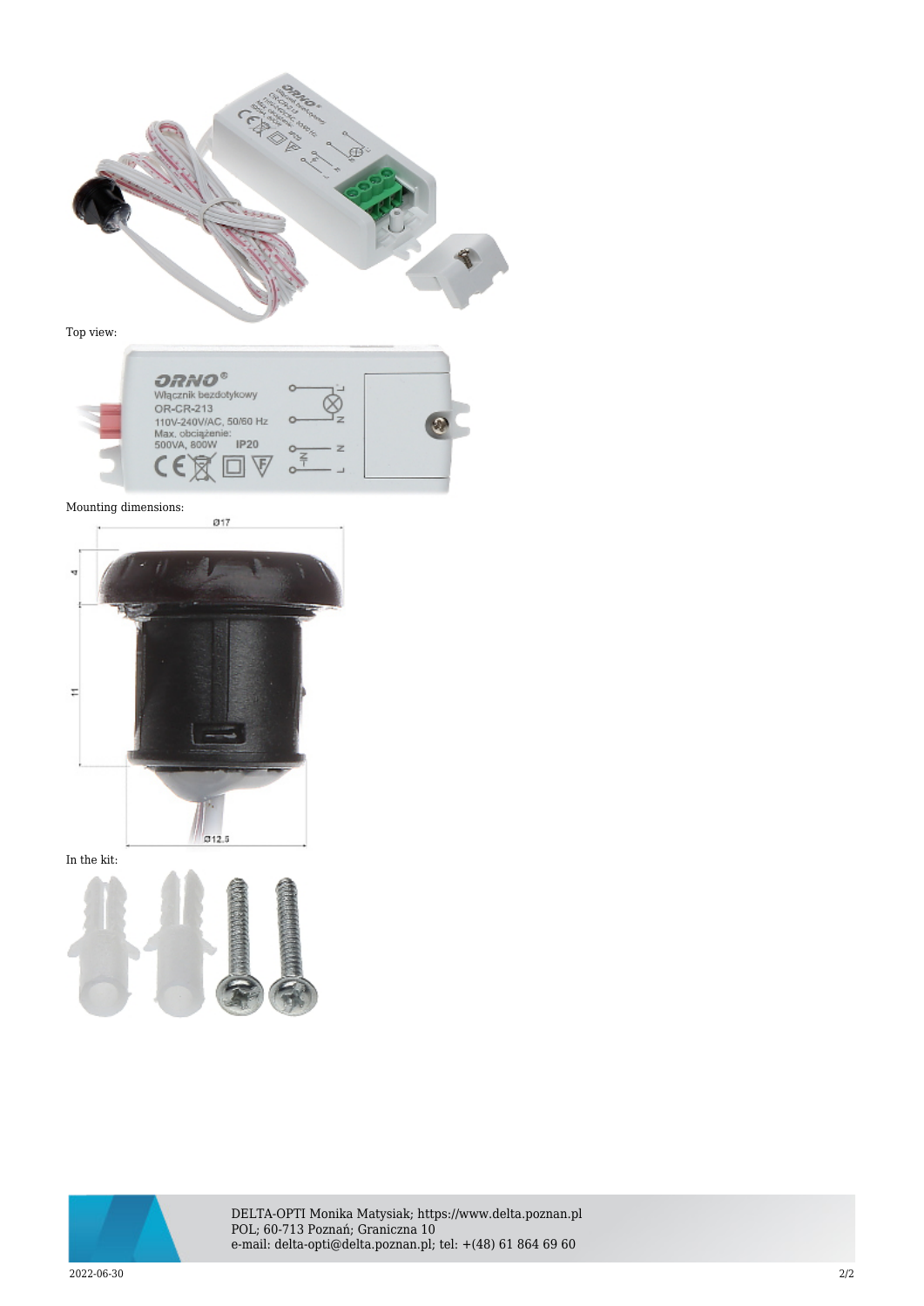Top view:

Mounting dimensions:

In the kit:

DELTA-OPTI Monika Matysiak; https://www.delta.poznan.pl
POL; 60-713 Poznań; Graniczna 10
e-mail: delta-opti@delta.poznan.pl; tel: +(48) 61 864 69 60

2022-06-30